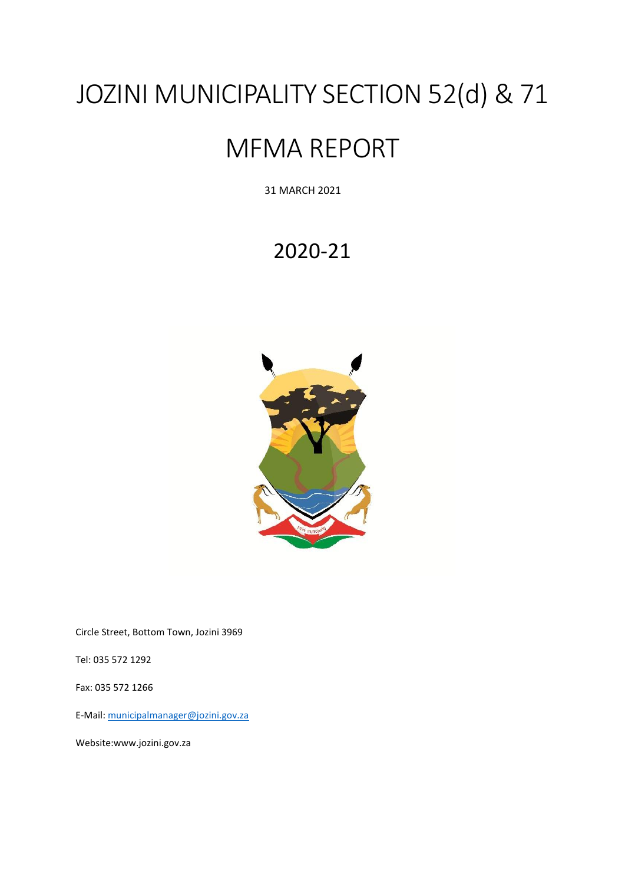# JOZINI MUNICIPALITY SECTION 52(d) & 71

# MFMA REPORT

31 MARCH 2021

## 2020-21

Circle Street, Bottom Town, Jozini 3969

Tel: 035 572 1292

Fax: 035 572 1266

E-Mail: municipalmanager@jozini.gov.za

Website:www.jozini.gov.za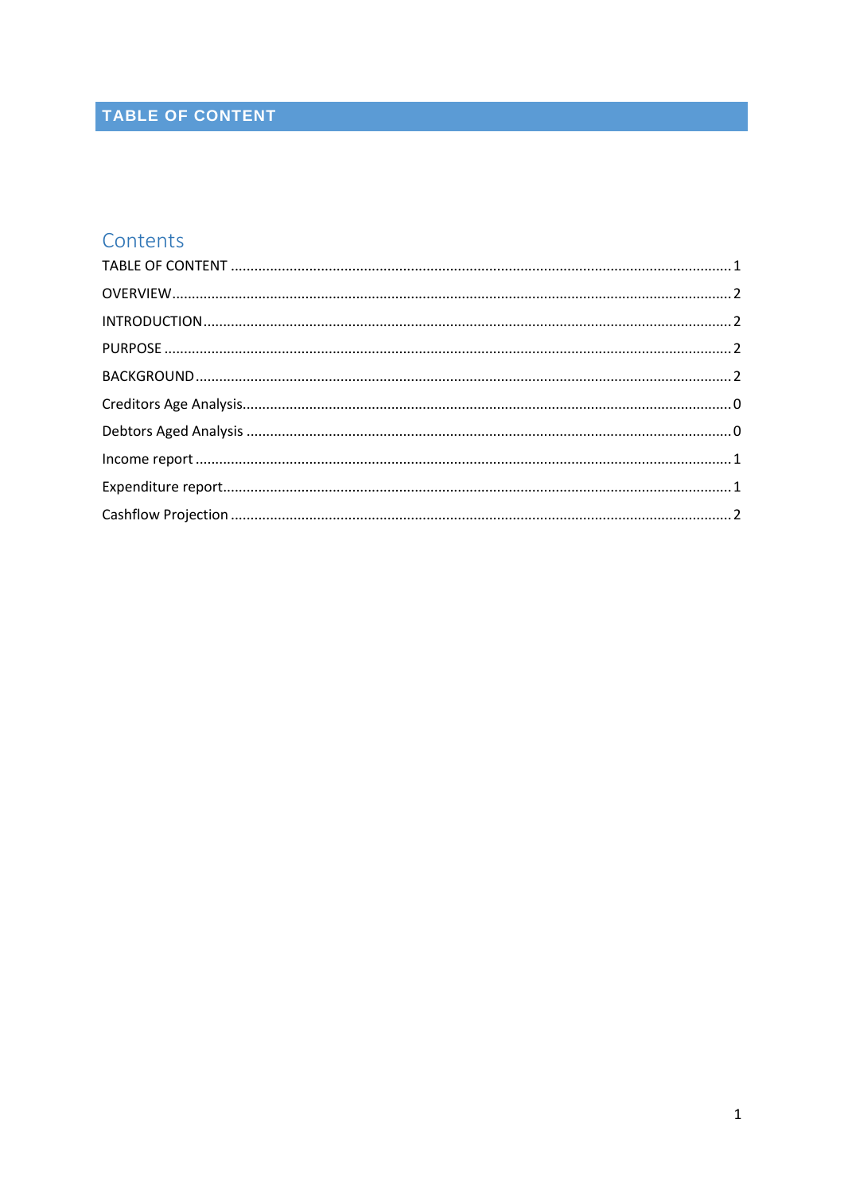# TABLE OF CONTENT

## Contents

TABLE OF CONTENT ........................................................................ 1

OVERVIEW ........................................................................ 2

INTRODUCTION ........................................................................ 2

PURPOSE ........................................................................ 2

BACKGROUND ........................................................................ 2

Creditors Age Analysis ........................................................................ 0

Debtors Aged Analysis ........................................................................ 0

Income report ........................................................................ 1

Expenditure report ........................................................................ 1

Cashflow Projection ........................................................................ 2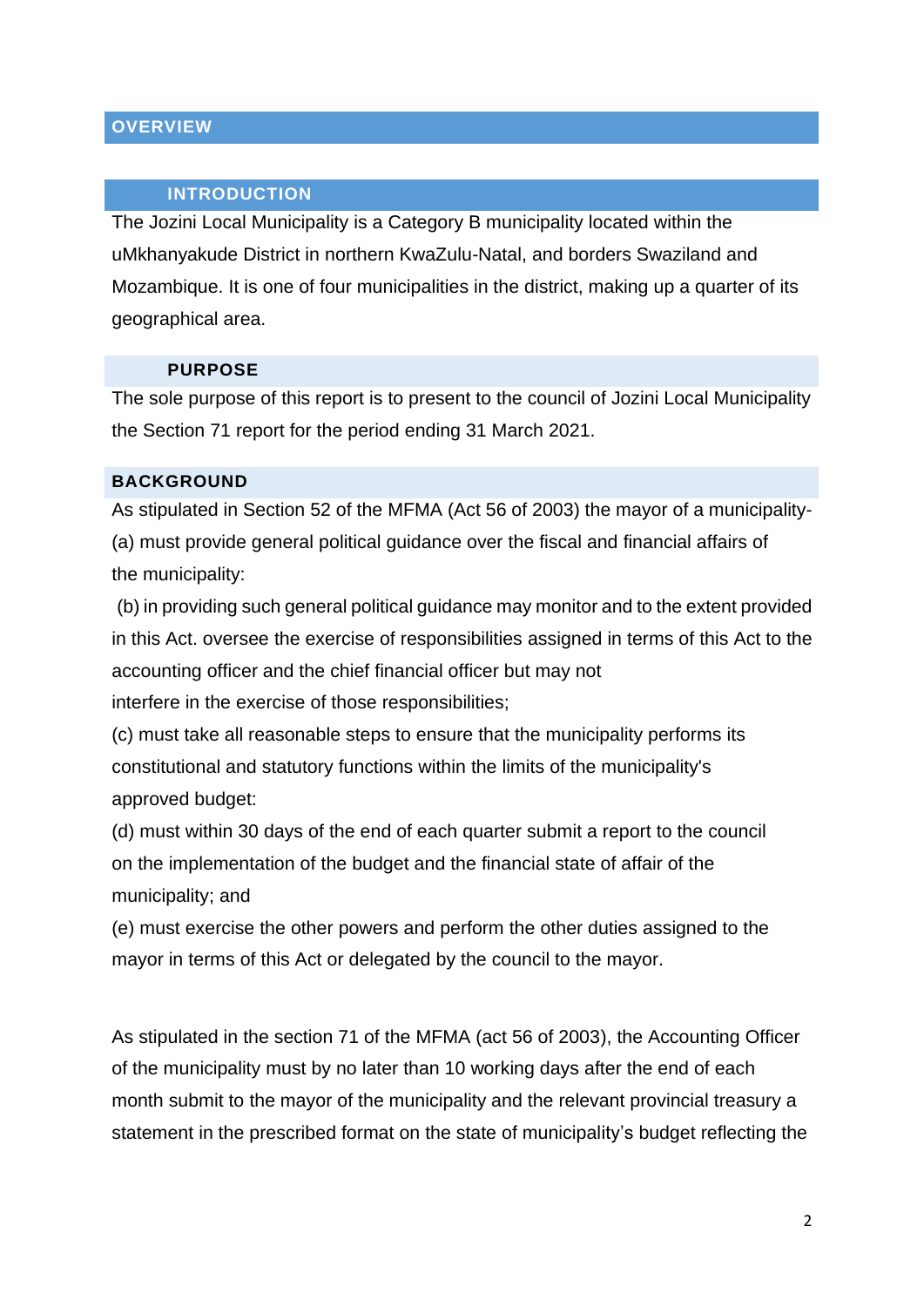# OVERVIEW

## INTRODUCTION

The Jozini Local Municipality is a Category B municipality located within the uMkhanyakude District in northern KwaZulu-Natal, and borders Swaziland and Mozambique. It is one of four municipalities in the district, making up a quarter of its geographical area.

## PURPOSE

The sole purpose of this report is to present to the council of Jozini Local Municipality the Section 71 report for the period ending 31 March 2021.

## BACKGROUND

As stipulated in Section 52 of the MFMA (Act 56 of 2003) the mayor of a municipality-

(a) must provide general political guidance over the fiscal and financial affairs of the municipality:

(b) in providing such general political guidance may monitor and to the extent provided in this Act. oversee the exercise of responsibilities assigned in terms of this Act to the accounting officer and the chief financial officer but may not interfere in the exercise of those responsibilities;

(c) must take all reasonable steps to ensure that the municipality performs its constitutional and statutory functions within the limits of the municipality's approved budget:

(d) must within 30 days of the end of each quarter submit a report to the council on the implementation of the budget and the financial state of affair of the municipality; and

(e) must exercise the other powers and perform the other duties assigned to the mayor in terms of this Act or delegated by the council to the mayor.

As stipulated in the section 71 of the MFMA (act 56 of 2003), the Accounting Officer of the municipality must by no later than 10 working days after the end of each month submit to the mayor of the municipality and the relevant provincial treasury a statement in the prescribed format on the state of municipality's budget reflecting the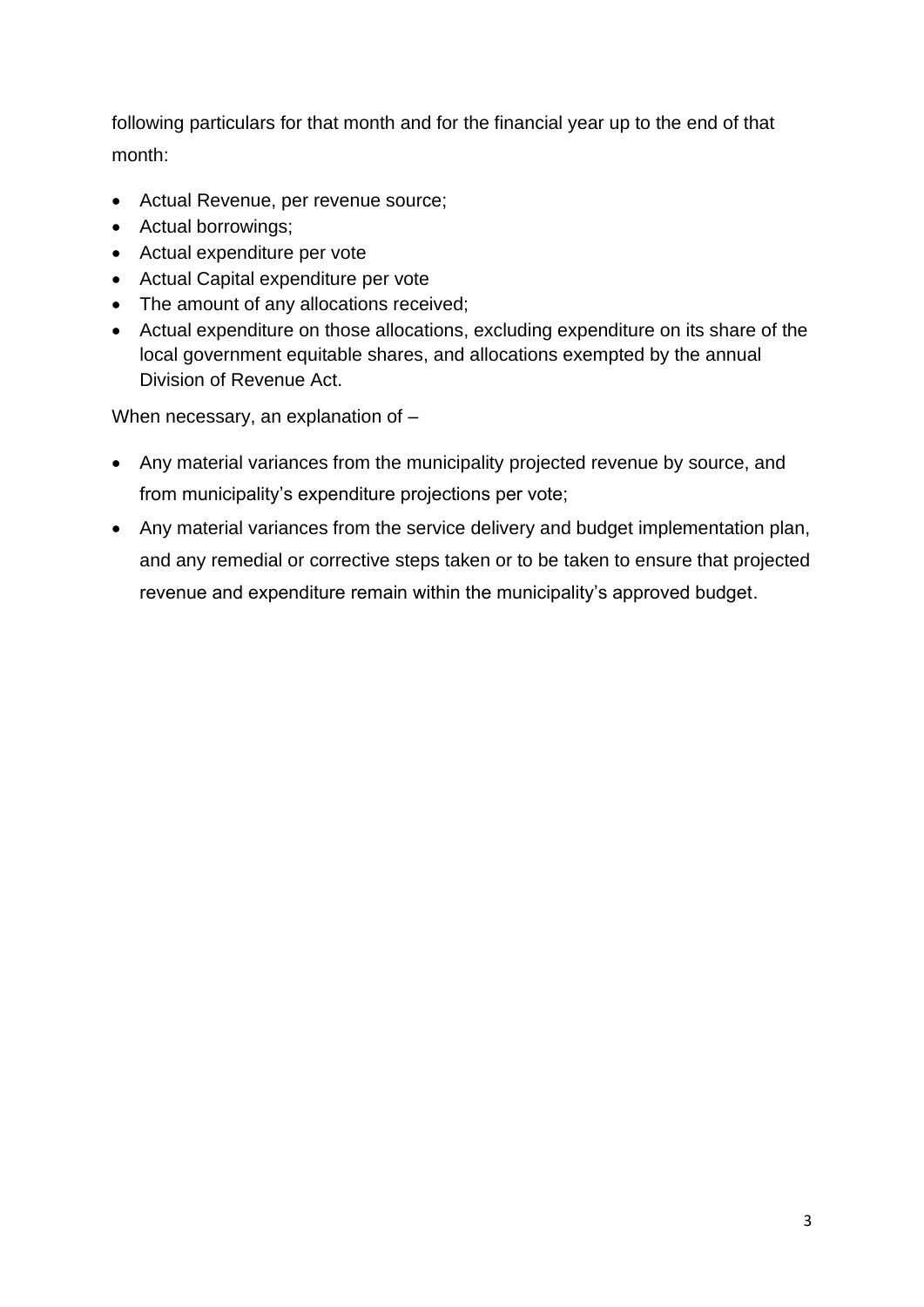following particulars for that month and for the financial year up to the end of that month:

- Actual Revenue, per revenue source;
- Actual borrowings;
- Actual expenditure per vote
- Actual Capital expenditure per vote
- The amount of any allocations received;
- Actual expenditure on those allocations, excluding expenditure on its share of the local government equitable shares, and allocations exempted by the annual Division of Revenue Act.

When necessary, an explanation of –

- Any material variances from the municipality projected revenue by source, and from municipality's expenditure projections per vote;
- Any material variances from the service delivery and budget implementation plan, and any remedial or corrective steps taken or to be taken to ensure that projected revenue and expenditure remain within the municipality's approved budget.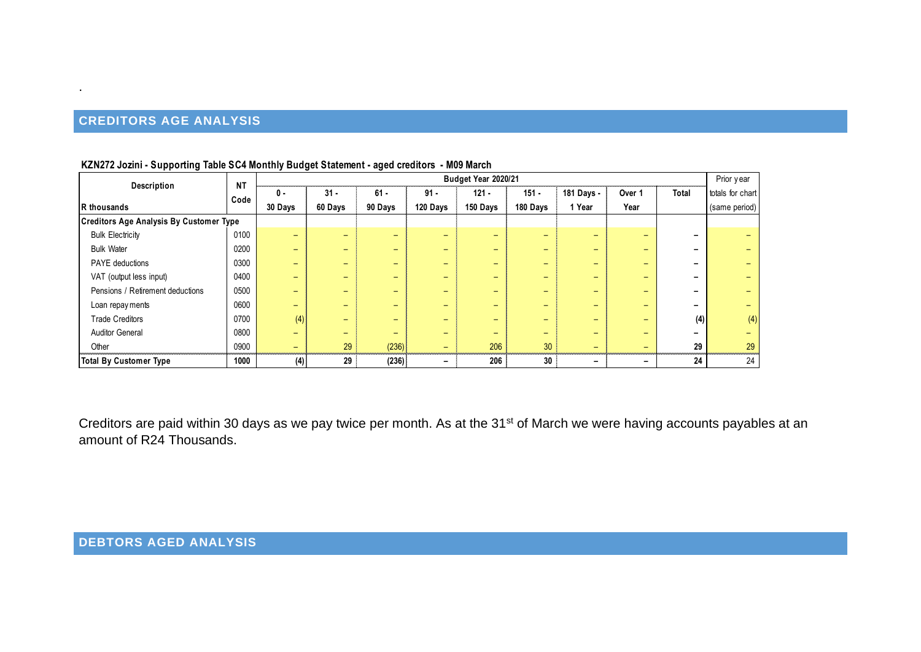.

## CREDITORS AGE ANALYSIS

**KZN272 Jozini - Supporting Table SC4 Monthly Budget Statement - aged creditors - M09 March**

| Description | NT Code | Budget Year 2020/21 | | | | | | | | | Prior year |
|---|---|---|---|---|---|---|---|---|---|---|---|
| R thousands | | 0 - 30 Days | 31 - 60 Days | 61 - 90 Days | 91 - 120 Days | 121 - 150 Days | 151 - 180 Days | 181 Days - 1 Year | Over 1 Year | Total | totals for chart (same period) |
| **Creditors Age Analysis By Customer Type** | | | | | | | | | | | |
| Bulk Electricity | 0100 | – | – | – | – | – | – | – | – | – | – |
| Bulk Water | 0200 | – | – | – | – | – | – | – | – | – | – |
| PAYE deductions | 0300 | – | – | – | – | – | – | – | – | – | – |
| VAT (output less input) | 0400 | – | – | – | – | – | – | – | – | – | – |
| Pensions / Retirement deductions | 0500 | – | – | – | – | – | – | – | – | – | – |
| Loan repayments | 0600 | – | – | – | – | – | – | – | – | – | – |
| Trade Creditors | 0700 | (4) | – | – | – | – | – | – | – | **(4)** | (4) |
| Auditor General | 0800 | – | – | – | – | – | – | – | – | – | – |
| Other | 0900 | – | 29 | (236) | – | 206 | 30 | – | – | **29** | 29 |
| **Total By Customer Type** | **1000** | **(4)** | **29** | **(236)** | **–** | **206** | **30** | **–** | **–** | **24** | 24 |

Creditors are paid within 30 days as we pay twice per month. As at the 31st of March we were having accounts payables at an amount of R24 Thousands.

## DEBTORS AGED ANALYSIS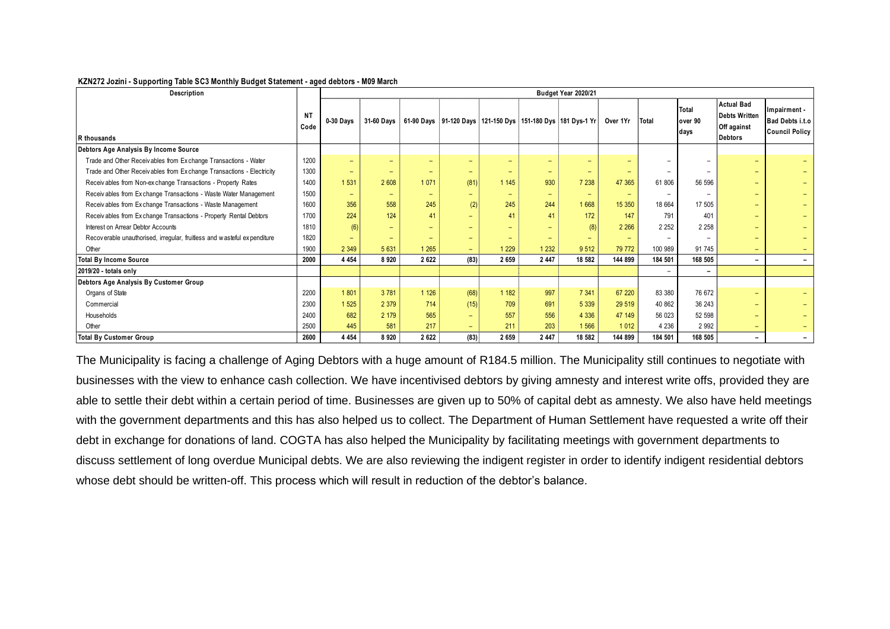**KZN272 Jozini - Supporting Table SC3 Monthly Budget Statement - aged debtors - M09 March**

| Description | NT Code | Budget Year 2020/21 | | | | | | | | | | | |
|---|---|---|---|---|---|---|---|---|---|---|---|---|---|
| R thousands | | 0-30 Days | 31-60 Days | 61-90 Days | 91-120 Days | 121-150 Dys | 151-180 Dys | 181 Dys-1 Yr | Over 1Yr | Total | Total over 90 days | Actual Bad Debts Written Off against Debtors | Impairment - Bad Debts i.t.o Council Policy |
| **Debtors Age Analysis By Income Source** | | | | | | | | | | | | | |
| Trade and Other Receivables from Exchange Transactions - Water | 1200 | – | – | – | – | – | – | – | – | – | – | – | – |
| Trade and Other Receivables from Exchange Transactions - Electricity | 1300 | – | – | – | – | – | – | – | – | – | – | – | – |
| Receivables from Non-exchange Transactions - Property Rates | 1400 | 1 531 | 2 608 | 1 071 | (81) | 1 145 | 930 | 7 238 | 47 365 | 61 806 | 56 596 | – | – |
| Receivables from Exchange Transactions - Waste Water Management | 1500 | – | – | – | – | – | – | – | – | – | – | – | – |
| Receivables from Exchange Transactions - Waste Management | 1600 | 356 | 558 | 245 | (2) | 245 | 244 | 1 668 | 15 350 | 18 664 | 17 505 | – | – |
| Receivables from Exchange Transactions - Property Rental Debtors | 1700 | 224 | 124 | 41 | – | 41 | 41 | 172 | 147 | 791 | 401 | – | – |
| Interest on Arrear Debtor Accounts | 1810 | (6) | – | – | – | – | – | (8) | 2 266 | 2 252 | 2 258 | – | – |
| Recoverable unauthorised, irregular, fruitless and wasteful expenditure | 1820 | – | – | – | – | – | – | – | – | – | – | – | – |
| Other | 1900 | 2 349 | 5 631 | 1 265 | – | 1 229 | 1 232 | 9 512 | 79 772 | 100 989 | 91 745 | – | – |
| **Total By Income Source** | **2000** | **4 454** | **8 920** | **2 622** | **(83)** | **2 659** | **2 447** | **18 582** | **144 899** | **184 501** | **168 505** | **–** | **–** |
| **2019/20 - totals only** | | | | | | | | | | – | – | | |
| **Debtors Age Analysis By Customer Group** | | | | | | | | | | | | | |
| Organs of State | 2200 | 1 801 | 3 781 | 1 126 | (68) | 1 182 | 997 | 7 341 | 67 220 | 83 380 | 76 672 | – | – |
| Commercial | 2300 | 1 525 | 2 379 | 714 | (15) | 709 | 691 | 5 339 | 29 519 | 40 862 | 36 243 | – | – |
| Households | 2400 | 682 | 2 179 | 565 | – | 557 | 556 | 4 336 | 47 149 | 56 023 | 52 598 | – | – |
| Other | 2500 | 445 | 581 | 217 | – | 211 | 203 | 1 566 | 1 012 | 4 236 | 2 992 | – | – |
| **Total By Customer Group** | **2600** | **4 454** | **8 920** | **2 622** | **(83)** | **2 659** | **2 447** | **18 582** | **144 899** | **184 501** | **168 505** | **–** | **–** |

The Municipality is facing a challenge of Aging Debtors with a huge amount of R184.5 million. The Municipality still continues to negotiate with businesses with the view to enhance cash collection. We have incentivised debtors by giving amnesty and interest write offs, provided they are able to settle their debt within a certain period of time. Businesses are given up to 50% of capital debt as amnesty. We also have held meetings with the government departments and this has also helped us to collect. The Department of Human Settlement have requested a write off their debt in exchange for donations of land. COGTA has also helped the Municipality by facilitating meetings with government departments to discuss settlement of long overdue Municipal debts. We are also reviewing the indigent register in order to identify indigent residential debtors whose debt should be written-off. This process which will result in reduction of the debtor's balance.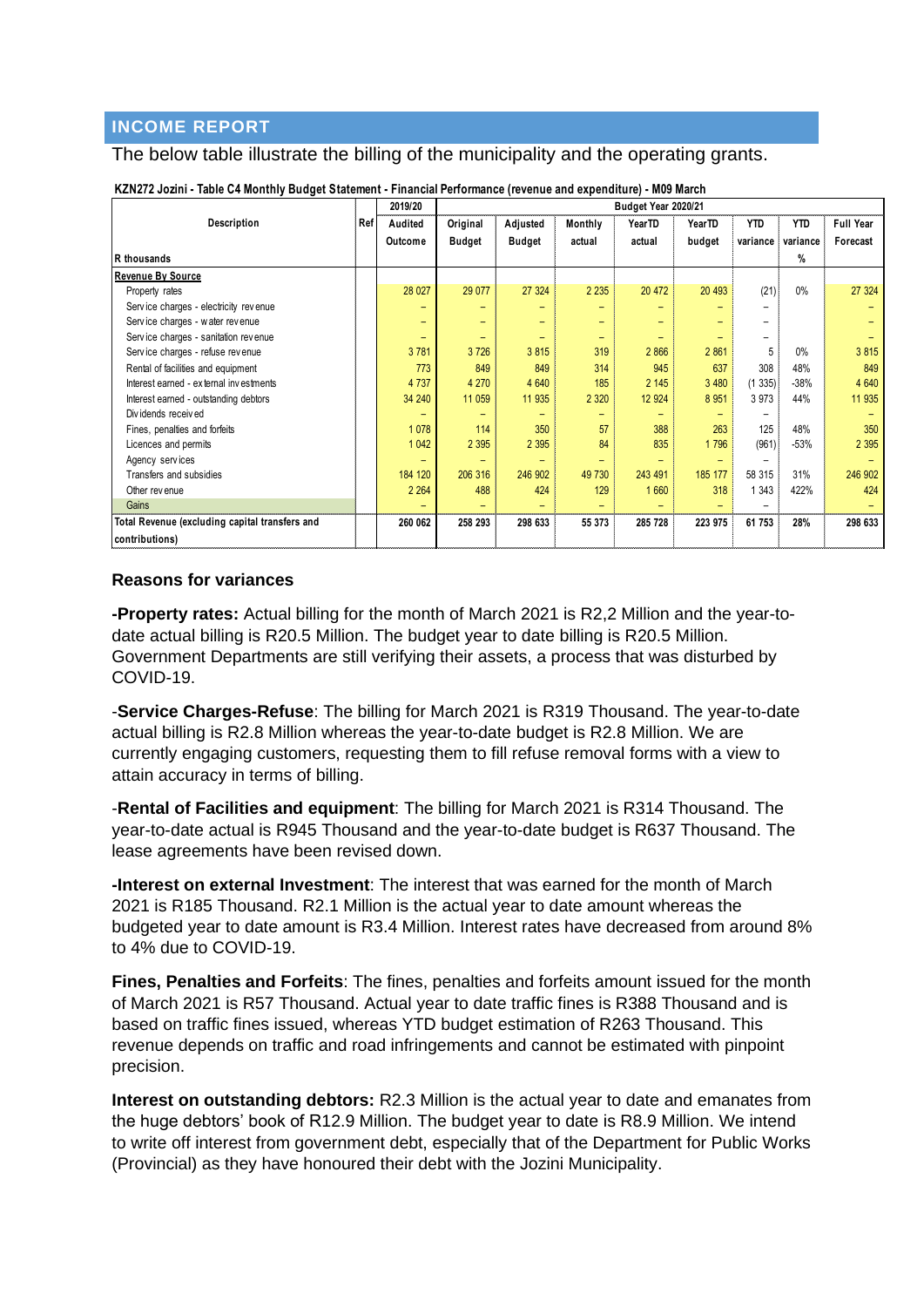## INCOME REPORT

The below table illustrate the billing of the municipality and the operating grants.

**KZN272 Jozini - Table C4 Monthly Budget Statement - Financial Performance (revenue and expenditure) - M09 March**

| Description | Ref | 2019/20 | Budget Year 2020/21 | | | | | | | |
|---|---|---|---|---|---|---|---|---|---|---|
| | | Audited Outcome | Original Budget | Adjusted Budget | Monthly actual | YearTD actual | YearTD budget | YTD variance | YTD variance | Full Year Forecast |
| R thousands | | | | | | | | | % | |
| **Revenue By Source** | | | | | | | | | | |
| Property rates | | 28 027 | 29 077 | 27 324 | 2 235 | 20 472 | 20 493 | (21) | 0% | 27 324 |
| Service charges - electricity revenue | | – | – | – | – | – | – | – | | – |
| Service charges - water revenue | | – | – | – | – | – | – | – | | – |
| Service charges - sanitation revenue | | – | – | – | – | – | – | – | | – |
| Service charges - refuse revenue | | 3 781 | 3 726 | 3 815 | 319 | 2 866 | 2 861 | 5 | 0% | 3 815 |
| Rental of facilities and equipment | | 773 | 849 | 849 | 314 | 945 | 637 | 308 | 48% | 849 |
| Interest earned - external investments | | 4 737 | 4 270 | 4 640 | 185 | 2 145 | 3 480 | (1 335) | -38% | 4 640 |
| Interest earned - outstanding debtors | | 34 240 | 11 059 | 11 935 | 2 320 | 12 924 | 8 951 | 3 973 | 44% | 11 935 |
| Dividends received | | – | – | – | – | – | – | – | | – |
| Fines, penalties and forfeits | | 1 078 | 114 | 350 | 57 | 388 | 263 | 125 | 48% | 350 |
| Licences and permits | | 1 042 | 2 395 | 2 395 | 84 | 835 | 1 796 | (961) | -53% | 2 395 |
| Agency services | | – | – | – | – | – | – | – | | – |
| Transfers and subsidies | | 184 120 | 206 316 | 246 902 | 49 730 | 243 491 | 185 177 | 58 315 | 31% | 246 902 |
| Other revenue | | 2 264 | 488 | 424 | 129 | 1 660 | 318 | 1 343 | 422% | 424 |
| Gains | | – | – | – | – | – | – | – | | – |
| **Total Revenue (excluding capital transfers and contributions)** | | **260 062** | **258 293** | **298 633** | **55 373** | **285 728** | **223 975** | **61 753** | **28%** | **298 633** |

### Reasons for variances

**-Property rates:** Actual billing for the month of March 2021 is R2,2 Million and the year-to-date actual billing is R20.5 Million. The budget year to date billing is R20.5 Million. Government Departments are still verifying their assets, a process that was disturbed by COVID-19.

-**Service Charges-Refuse**: The billing for March 2021 is R319 Thousand. The year-to-date actual billing is R2.8 Million whereas the year-to-date budget is R2.8 Million. We are currently engaging customers, requesting them to fill refuse removal forms with a view to attain accuracy in terms of billing.

-**Rental of Facilities and equipment**: The billing for March 2021 is R314 Thousand. The year-to-date actual is R945 Thousand and the year-to-date budget is R637 Thousand. The lease agreements have been revised down.

**-Interest on external Investment**: The interest that was earned for the month of March 2021 is R185 Thousand. R2.1 Million is the actual year to date amount whereas the budgeted year to date amount is R3.4 Million. Interest rates have decreased from around 8% to 4% due to COVID-19.

**Fines, Penalties and Forfeits**: The fines, penalties and forfeits amount issued for the month of March 2021 is R57 Thousand. Actual year to date traffic fines is R388 Thousand and is based on traffic fines issued, whereas YTD budget estimation of R263 Thousand. This revenue depends on traffic and road infringements and cannot be estimated with pinpoint precision.

**Interest on outstanding debtors:** R2.3 Million is the actual year to date and emanates from the huge debtors' book of R12.9 Million. The budget year to date is R8.9 Million. We intend to write off interest from government debt, especially that of the Department for Public Works (Provincial) as they have honoured their debt with the Jozini Municipality.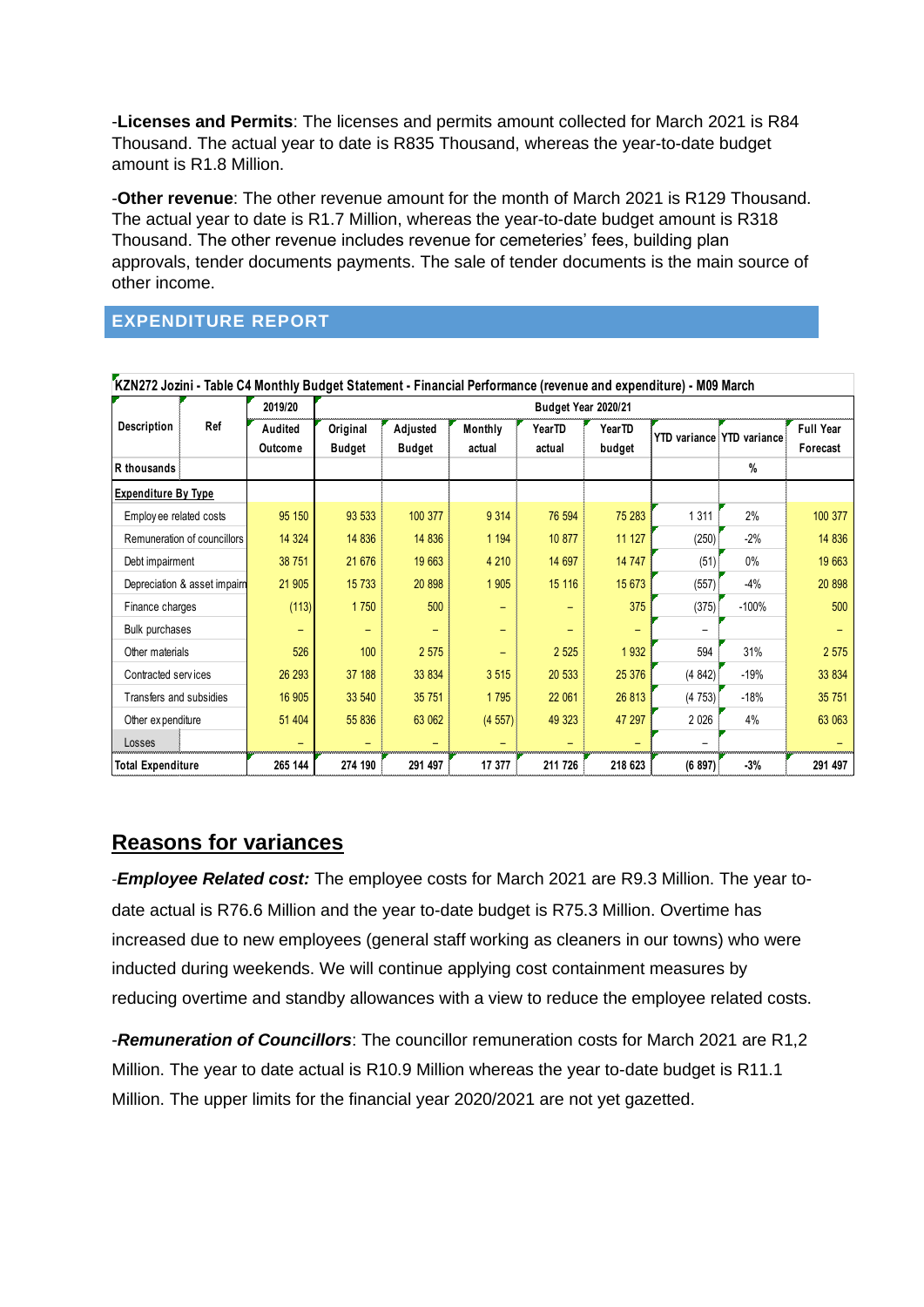-**Licenses and Permits**: The licenses and permits amount collected for March 2021 is R84 Thousand. The actual year to date is R835 Thousand, whereas the year-to-date budget amount is R1.8 Million.

-**Other revenue**: The other revenue amount for the month of March 2021 is R129 Thousand. The actual year to date is R1.7 Million, whereas the year-to-date budget amount is R318 Thousand. The other revenue includes revenue for cemeteries' fees, building plan approvals, tender documents payments. The sale of tender documents is the main source of other income.

## EXPENDITURE REPORT

KZN272 Jozini - Table C4 Monthly Budget Statement - Financial Performance (revenue and expenditure) - M09 March

| Description | Ref | 2019/20 | Budget Year 2020/21 | | | | | | | |
|---|---|---|---|---|---|---|---|---|---|---|
| | | Audited Outcome | Original Budget | Adjusted Budget | Monthly actual | YearTD actual | YearTD budget | YTD variance | YTD variance | Full Year Forecast |
| R thousands | | | | | | | | | % | |
| **Expenditure By Type** | | | | | | | | | | |
| Employee related costs | | 95 150 | 93 533 | 100 377 | 9 314 | 76 594 | 75 283 | 1 311 | 2% | 100 377 |
| Remuneration of councillors | | 14 324 | 14 836 | 14 836 | 1 194 | 10 877 | 11 127 | (250) | -2% | 14 836 |
| Debt impairment | | 38 751 | 21 676 | 19 663 | 4 210 | 14 697 | 14 747 | (51) | 0% | 19 663 |
| Depreciation & asset impairm | | 21 905 | 15 733 | 20 898 | 1 905 | 15 116 | 15 673 | (557) | -4% | 20 898 |
| Finance charges | | (113) | 1 750 | 500 | – | – | 375 | (375) | -100% | 500 |
| Bulk purchases | | – | – | – | – | – | – | – | | – |
| Other materials | | 526 | 100 | 2 575 | – | 2 525 | 1 932 | 594 | 31% | 2 575 |
| Contracted services | | 26 293 | 37 188 | 33 834 | 3 515 | 20 533 | 25 376 | (4 842) | -19% | 33 834 |
| Transfers and subsidies | | 16 905 | 33 540 | 35 751 | 1 795 | 22 061 | 26 813 | (4 753) | -18% | 35 751 |
| Other expenditure | | 51 404 | 55 836 | 63 062 | (4 557) | 49 323 | 47 297 | 2 026 | 4% | 63 063 |
| Losses | | – | – | – | – | – | – | – | | – |
| **Total Expenditure** | | **265 144** | **274 190** | **291 497** | **17 377** | **211 726** | **218 623** | **(6 897)** | **-3%** | **291 497** |

## Reasons for variances

-***Employee Related cost:*** The employee costs for March 2021 are R9.3 Million. The year to-date actual is R76.6 Million and the year to-date budget is R75.3 Million. Overtime has increased due to new employees (general staff working as cleaners in our towns) who were inducted during weekends. We will continue applying cost containment measures by reducing overtime and standby allowances with a view to reduce the employee related costs.

-***Remuneration of Councillors***: The councillor remuneration costs for March 2021 are R1,2 Million. The year to date actual is R10.9 Million whereas the year to-date budget is R11.1 Million. The upper limits for the financial year 2020/2021 are not yet gazetted.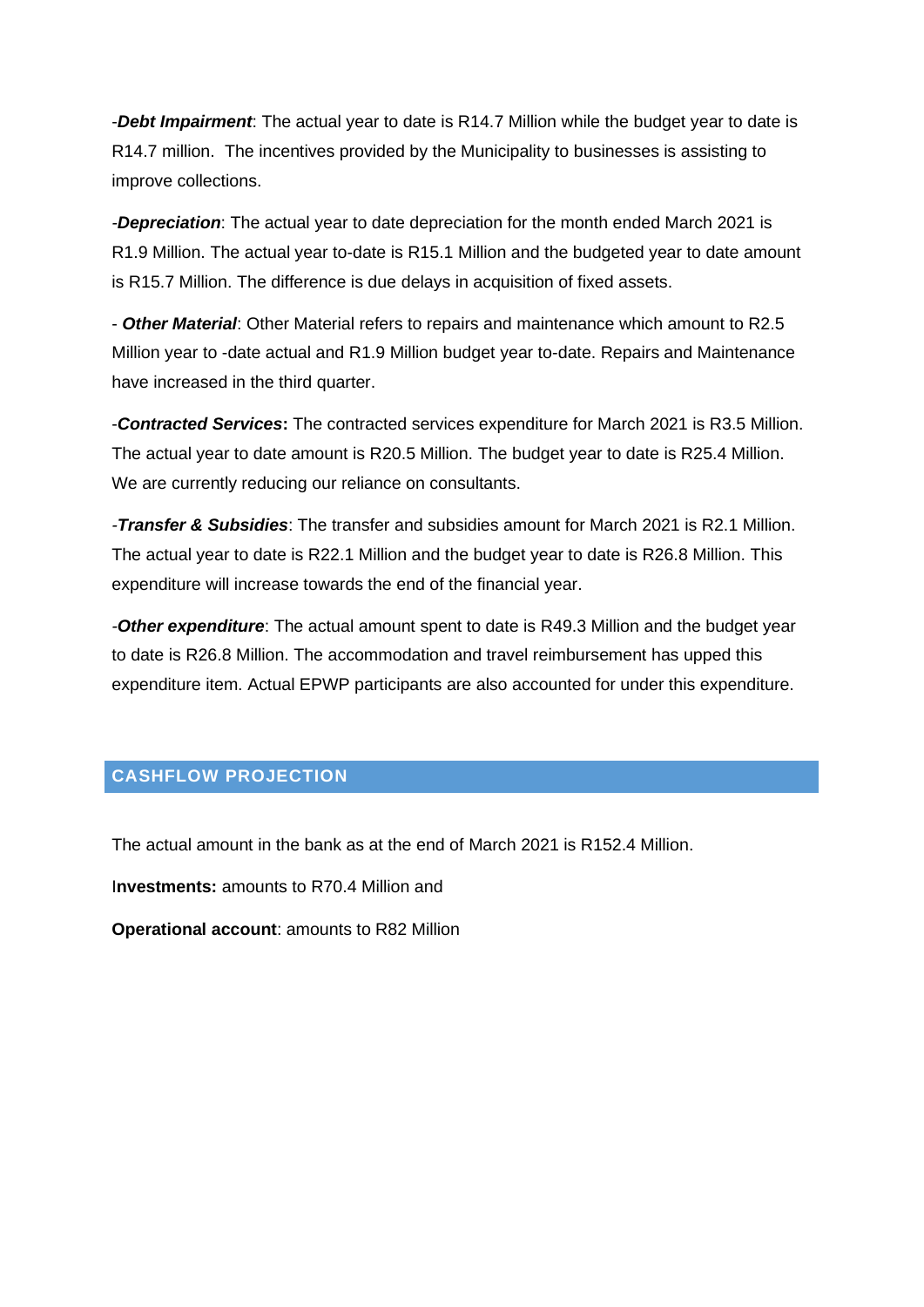-***Debt Impairment***: The actual year to date is R14.7 Million while the budget year to date is R14.7 million. The incentives provided by the Municipality to businesses is assisting to improve collections.

-***Depreciation***: The actual year to date depreciation for the month ended March 2021 is R1.9 Million. The actual year to-date is R15.1 Million and the budgeted year to date amount is R15.7 Million. The difference is due delays in acquisition of fixed assets.

- ***Other Material***: Other Material refers to repairs and maintenance which amount to R2.5 Million year to -date actual and R1.9 Million budget year to-date. Repairs and Maintenance have increased in the third quarter.

-***Contracted Services*****:** The contracted services expenditure for March 2021 is R3.5 Million. The actual year to date amount is R20.5 Million. The budget year to date is R25.4 Million. We are currently reducing our reliance on consultants.

-***Transfer & Subsidies***: The transfer and subsidies amount for March 2021 is R2.1 Million. The actual year to date is R22.1 Million and the budget year to date is R26.8 Million. This expenditure will increase towards the end of the financial year.

-***Other expenditure***: The actual amount spent to date is R49.3 Million and the budget year to date is R26.8 Million. The accommodation and travel reimbursement has upped this expenditure item. Actual EPWP participants are also accounted for under this expenditure.

## CASHFLOW PROJECTION

The actual amount in the bank as at the end of March 2021 is R152.4 Million.

I**nvestments:** amounts to R70.4 Million and

**Operational account**: amounts to R82 Million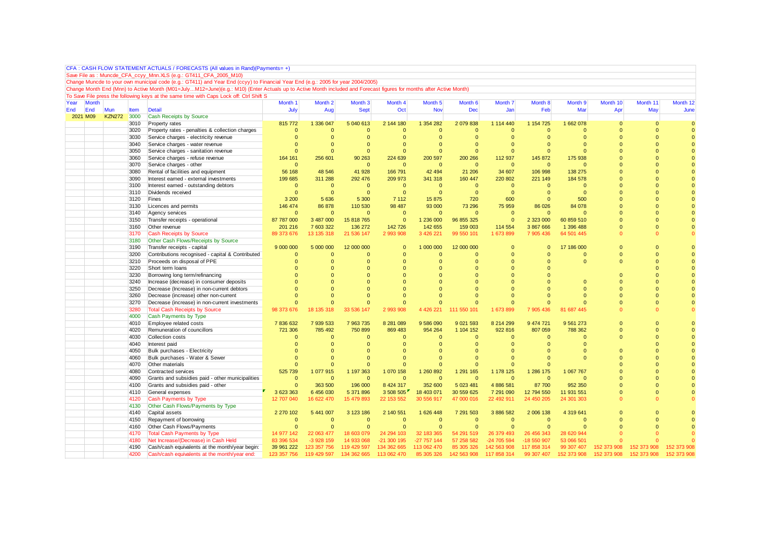CFA : CASH FLOW STATEMENT ACTUALS / FORECASTS (All values in Rand)(Payments= +)

Save File as : Muncde_CFA_ccyy_Mnn.XLS (e.g.: GT411_CFA_2005_M10)

Change Muncde to your own municipal code (e.g.: GT411) and Year End (ccyy) to Financial Year End (e.g.: 2005 for year 2004/2005)

Change Month End (Mnn) to Active Month (M01=July…M12=June)(e.g.: M10) (Enter Actuals up to Active Month included and Forecast figures for months after Active Month)

To Save File press the following keys at the same time with Caps Lock off: Ctrl Shift S

| Year End | Month End | Mun | Item | Detail | Month 1 July | Month 2 Aug | Month 3 Sept | Month 4 Oct | Month 5 Nov | Month 6 Dec | Month 7 Jan | Month 8 Feb | Month 9 Mar | Month 10 Apr | Month 11 May | Month 12 June |
|---|---|---|---|---|---|---|---|---|---|---|---|---|---|---|---|---|
| 2021 | M09 | KZN272 | 3000 | Cash Receipts by Source | | | | | | | | | | | | |
| | | | 3010 | Property rates | 815 772 | 1 336 047 | 5 040 613 | 2 144 180 | 1 354 282 | 2 079 838 | 1 114 440 | 1 154 725 | 1 662 078 | 0 | 0 | 0 |
| | | | 3020 | Property rates - penalties & collection charges | 0 | 0 | 0 | 0 | 0 | 0 | 0 | 0 | 0 | 0 | 0 | 0 |
| | | | 3030 | Service charges - electricity revenue | 0 | 0 | 0 | 0 | 0 | 0 | 0 | 0 | 0 | 0 | 0 | 0 |
| | | | 3040 | Service charges - water revenue | 0 | 0 | 0 | 0 | 0 | 0 | 0 | 0 | 0 | 0 | 0 | 0 |
| | | | 3050 | Service charges - sanitation revenue | 0 | 0 | 0 | 0 | 0 | 0 | 0 | 0 | 0 | 0 | 0 | 0 |
| | | | 3060 | Service charges - refuse revenue | 164 161 | 256 601 | 90 263 | 224 639 | 200 597 | 200 266 | 112 937 | 145 872 | 175 938 | 0 | 0 | 0 |
| | | | 3070 | Service charges - other | 0 | | 0 | 0 | 0 | 0 | 0 | 0 | 0 | 0 | 0 | 0 |
| | | | 3080 | Rental of facilities and equipment | 56 168 | 48 546 | 41 928 | 166 791 | 42 494 | 21 206 | 34 607 | 106 998 | 138 275 | 0 | 0 | 0 |
| | | | 3090 | Interest earned - external investments | 199 685 | 311 288 | 292 476 | 209 973 | 341 318 | 160 447 | 220 802 | 221 149 | 184 578 | 0 | 0 | 0 |
| | | | 3100 | Interest earned - outstanding debtors | 0 | 0 | 0 | 0 | 0 | 0 | 0 | 0 | 0 | 0 | 0 | 0 |
| | | | 3110 | Dividends received | 0 | 0 | 0 | 0 | 0 | 0 | 0 | 0 | 0 | 0 | 0 | 0 |
| | | | 3120 | Fines | 3 200 | 5 636 | 5 300 | 7 112 | 15 875 | 720 | 600 | 0 | 500 | 0 | 0 | 0 |
| | | | 3130 | Licences and permits | 146 474 | 86 878 | 110 530 | 98 487 | 93 000 | 73 296 | 75 959 | 86 026 | 84 078 | 0 | 0 | 0 |
| | | | 3140 | Agency services | 0 | 0 | 0 | 0 | 0 | 0 | 0 | 0 | 0 | 0 | 0 | 0 |
| | | | 3150 | Transfer receipts - operational | 87 787 000 | 3 487 000 | 15 818 765 | 0 | 1 236 000 | 96 855 325 | 0 | 2 323 000 | 60 859 510 | 0 | 0 | 0 |
| | | | 3160 | Other revenue | 201 216 | 7 603 322 | 136 272 | 142 726 | 142 655 | 159 003 | 114 554 | 3 867 666 | 1 396 488 | 0 | 0 | 0 |
| | | | 3170 | Cash Receipts by Source | 89 373 676 | 13 135 318 | 21 536 147 | 2 993 908 | 3 426 221 | 99 550 101 | 1 673 899 | 7 905 436 | 64 501 445 | 0 | 0 | 0 |
| | | | 3180 | Other Cash Flows/Receipts by Source | | | | | | | | | | | | |
| | | | 3190 | Transfer receipts - capital | 9 000 000 | 5 000 000 | 12 000 000 | 0 | 1 000 000 | 12 000 000 | 0 | 0 | 17 186 000 | 0 | 0 | 0 |
| | | | 3200 | Contributions recognised - capital & Contributed | 0 | 0 | 0 | 0 | 0 | 0 | 0 | 0 | 0 | 0 | 0 | 0 |
| | | | 3210 | Proceeds on disposal of PPE | 0 | 0 | 0 | 0 | 0 | 0 | 0 | 0 | 0 | 0 | 0 | 0 |
| | | | 3220 | Short term loans | 0 | 0 | 0 | 0 | 0 | 0 | 0 | 0 | | | 0 | 0 |
| | | | 3230 | Borrowing long term/refinancing | 0 | 0 | 0 | 0 | 0 | 0 | 0 | 0 | | 0 | 0 | 0 |
| | | | 3240 | Increase (decrease) in consumer deposits | 0 | 0 | 0 | 0 | 0 | 0 | 0 | 0 | 0 | 0 | 0 | 0 |
| | | | 3250 | Decrease (Increase) in non-current debtors | 0 | 0 | 0 | 0 | 0 | 0 | 0 | 0 | 0 | 0 | 0 | 0 |
| | | | 3260 | Decrease (increase) other non-current | 0 | 0 | 0 | 0 | 0 | 0 | 0 | 0 | 0 | 0 | 0 | 0 |
| | | | 3270 | Decrease (increase) in non-current investments | 0 | 0 | 0 | 0 | 0 | 0 | 0 | 0 | 0 | 0 | 0 | 0 |
| | | | 3280 | Total Cash Receipts by Source | 98 373 676 | 18 135 318 | 33 536 147 | 2 993 908 | 4 426 221 | 111 550 101 | 1 673 899 | 7 905 436 | 81 687 445 | 0 | 0 | 0 |
| | | | 4000 | Cash Payments by Type | | | | | | | | | | | | |
| | | | 4010 | Employee related costs | 7 836 632 | 7 939 533 | 7 963 735 | 8 281 089 | 9 586 090 | 9 021 593 | 8 214 299 | 9 474 721 | 9 561 273 | 0 | 0 | 0 |
| | | | 4020 | Remuneration of councillors | 721 306 | 785 492 | 750 899 | 869 483 | 954 264 | 1 104 152 | 922 816 | 807 059 | 788 362 | 0 | 0 | 0 |
| | | | 4030 | Collection costs | 0 | 0 | 0 | 0 | 0 | 0 | 0 | 0 | 0 | 0 | 0 | 0 |
| | | | 4040 | Interest paid | 0 | 0 | 0 | 0 | 0 | 0 | 0 | 0 | 0 | | 0 | 0 |
| | | | 4050 | Bulk purchases - Electricity | 0 | 0 | 0 | 0 | 0 | 0 | 0 | 0 | 0 | 0 | 0 | 0 |
| | | | 4060 | Bulk purchases - Water & Sewer | 0 | 0 | 0 | 0 | 0 | 0 | 0 | 0 | 0 | 0 | 0 | 0 |
| | | | 4070 | Other materials | 0 | 0 | 0 | 0 | 0 | 0 | 0 | 0 | | 0 | 0 | 0 |
| | | | 4080 | Contracted services | 525 739 | 1 077 915 | 1 197 363 | 1 070 158 | 1 260 892 | 1 291 165 | 1 178 125 | 1 286 175 | 1 067 767 | 0 | 0 | 0 |
| | | | 4090 | Grants and subsidies paid - other municipalities | 0 | 0 | 0 | 0 | 0 | 0 | 0 | 0 | 0 | 0 | 0 | 0 |
| | | | 4100 | Grants and subsidies paid - other | 0 | 363 500 | 196 000 | 8 424 317 | 352 600 | 5 023 481 | 4 886 581 | 87 700 | 952 350 | 0 | 0 | 0 |
| | | | 4110 | General expenses | 3 623 363 | 6 456 030 | 5 371 896 | 3 508 505 | 18 403 071 | 30 559 625 | 7 291 090 | 12 794 550 | 11 931 551 | 0 | 0 | 0 |
| | | | 4120 | Cash Payments by Type | 12 707 040 | 16 622 470 | 15 479 893 | 22 153 552 | 30 556 917 | 47 000 016 | 22 492 911 | 24 450 205 | 24 301 303 | 0 | 0 | 0 |
| | | | 4130 | Other Cash Flows/Payments by Type | | | | | | | | | | | | |
| | | | 4140 | Capital assets | 2 270 102 | 5 441 007 | 3 123 186 | 2 140 551 | 1 626 448 | 7 291 503 | 3 886 582 | 2 006 138 | 4 319 641 | 0 | 0 | 0 |
| | | | 4150 | Repayment of borrowing | 0 | 0 | 0 | 0 | 0 | 0 | 0 | 0 | 0 | 0 | 0 | 0 |
| | | | 4160 | Other Cash Flows/Payments | 0 | 0 | 0 | 0 | 0 | 0 | 0 | 0 | 0 | 0 | 0 | 0 |
| | | | 4170 | Total Cash Payments by Type | 14 977 142 | 22 063 477 | 18 603 079 | 24 294 103 | 32 183 365 | 54 291 519 | 26 379 493 | 26 456 343 | 28 620 944 | 0 | 0 | 0 |
| | | | 4180 | Net Increase/(Decrease) in Cash Held | 83 396 534 | -3 928 159 | 14 933 068 | -21 300 195 | -27 757 144 | 57 258 582 | -24 705 594 | -18 550 907 | 53 066 501 | 0 | 0 | 0 |
| | | | 4190 | Cash/cash equivalents at the month/year begin: | 39 961 222 | 123 357 756 | 119 429 597 | 134 362 665 | 113 062 470 | 85 305 326 | 142 563 908 | 117 858 314 | 99 307 407 | 152 373 908 | 152 373 908 | 152 373 908 |
| | | | 4200 | Cash/cash equivalents at the month/year end: | 123 357 756 | 119 429 597 | 134 362 665 | 113 062 470 | 85 305 326 | 142 563 908 | 117 858 314 | 99 307 407 | 152 373 908 | 152 373 908 | 152 373 908 | 152 373 908 |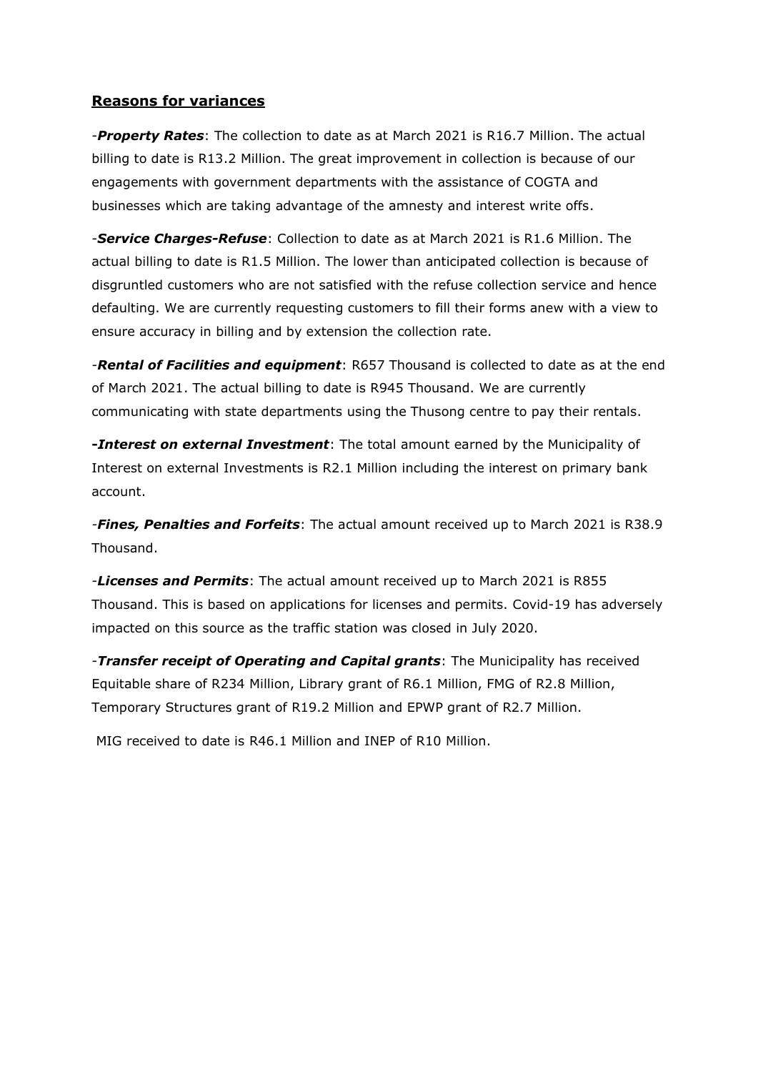## **Reasons for variances**

-***Property Rates***: The collection to date as at March 2021 is R16.7 Million. The actual billing to date is R13.2 Million. The great improvement in collection is because of our engagements with government departments with the assistance of COGTA and businesses which are taking advantage of the amnesty and interest write offs.

-***Service Charges-Refuse***: Collection to date as at March 2021 is R1.6 Million. The actual billing to date is R1.5 Million. The lower than anticipated collection is because of disgruntled customers who are not satisfied with the refuse collection service and hence defaulting. We are currently requesting customers to fill their forms anew with a view to ensure accuracy in billing and by extension the collection rate.

-***Rental of Facilities and equipment***: R657 Thousand is collected to date as at the end of March 2021. The actual billing to date is R945 Thousand. We are currently communicating with state departments using the Thusong centre to pay their rentals.

***-Interest on external Investment***: The total amount earned by the Municipality of Interest on external Investments is R2.1 Million including the interest on primary bank account.

-***Fines, Penalties and Forfeits***: The actual amount received up to March 2021 is R38.9 Thousand.

-***Licenses and Permits***: The actual amount received up to March 2021 is R855 Thousand. This is based on applications for licenses and permits. Covid-19 has adversely impacted on this source as the traffic station was closed in July 2020.

-***Transfer receipt of Operating and Capital grants***: The Municipality has received Equitable share of R234 Million, Library grant of R6.1 Million, FMG of R2.8 Million, Temporary Structures grant of R19.2 Million and EPWP grant of R2.7 Million.

MIG received to date is R46.1 Million and INEP of R10 Million.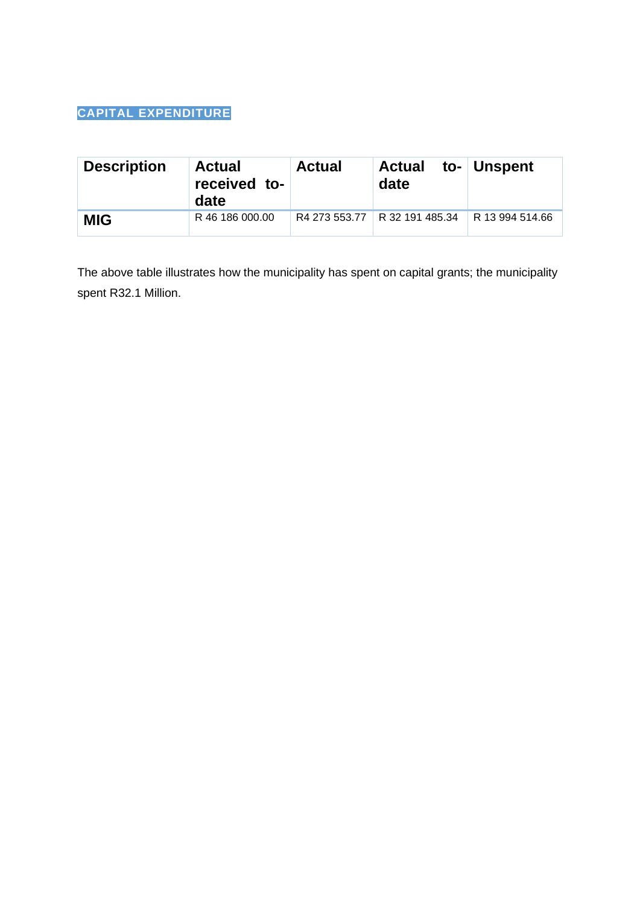## CAPITAL EXPENDITURE

| Description | Actual received to-date | Actual | Actual to-date | Unspent |
|---|---|---|---|---|
| **MIG** | R 46 186 000.00 | R4 273 553.77 | R 32 191 485.34 | R 13 994 514.66 |

The above table illustrates how the municipality has spent on capital grants; the municipality spent R32.1 Million.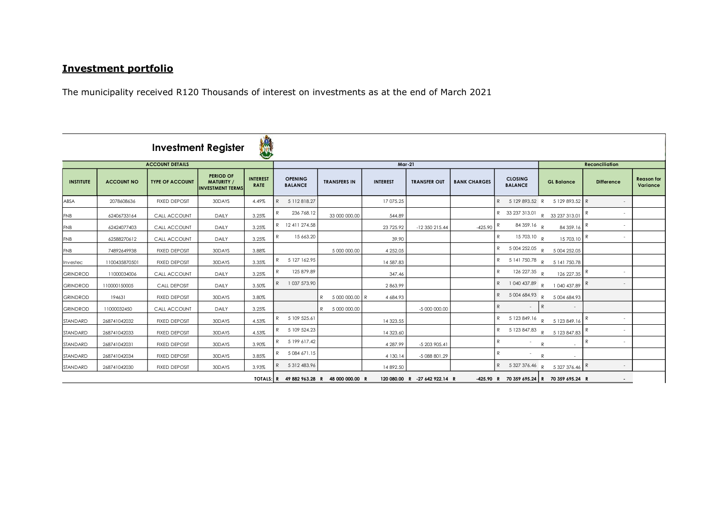## Investment portfolio

The municipality received R120 Thousands of interest on investments as at the end of March 2021

**Investment Register**

| ACCOUNT DETAILS | | | | | Mar-21 | | | | | | Reconciliation | | |
|---|---|---|---|---|---|---|---|---|---|---|---|---|---|
| INSTITUTE | ACCOUNT NO | TYPE OF ACCOUNT | PERIOD OF MATURITY / INVESTMENT TERMS | INTEREST RATE | OPENING BALANCE | TRANSFERS IN | INTEREST | TRANSFER OUT | BANK CHARGES | CLOSING BALANCE | GL Balance | Difference | Reason for Variance |
| ABSA | 2078608636 | FIXED DEPOSIT | 30DAYS | 4.49% | R 5 112 818.27 | | 17 075.25 | | | R 5 129 893.52 | R 5 129 893.52 | R - | |
| FNB | 62406733164 | CALL ACCOUNT | DAILY | 3.25% | R 236 768.12 | 33 000 000.00 | 544.89 | | | R 33 237 313.01 | R 33 237 313.01 | R - | |
| FNB | 62424077403 | CALL ACCOUNT | DAILY | 3.25% | R 12 411 274.58 | | 23 725.92 | -12 350 215.44 | -425.90 | R 84 359.16 | R 84 359.16 | R - | |
| FNB | 62588270612 | CALL ACCOUNT | DAILY | 3.25% | R 15 663.20 | | 39.90 | | | R 15 703.10 | R 15 703.10 | R - | |
| FNB | 74892649938 | FIXED DEPOSIT | 30DAYS | 3.88% | | 5 000 000.00 | 4 252.05 | | | R 5 004 252.05 | R 5 004 252.05 | | |
| Investec | 1100435870501 | FIXED DEPOSIT | 30DAYS | 3.35% | R 5 127 162.95 | | 14 587.83 | | | R 5 141 750.78 | R 5 141 750.78 | | |
| GRINDROD | 11000034006 | CALL ACCOUNT | DAILY | 3.25% | R 125 879.89 | | 347.46 | | | R 126 227.35 | R 126 227.35 | R - | |
| GRINDROD | 110000150005 | CALL DEPOSIT | DAILY | 3.50% | R 1 037 573.90 | | 2 863.99 | | | R 1 040 437.89 | R 1 040 437.89 | R - | |
| GRINDROD | 194631 | FIXED DEPOSIT | 30DAYS | 3.80% | | R 5 000 000.00 | R 4 684.93 | | | R 5 004 684.93 | R 5 004 684.93 | | |
| GRINDROD | 11000032450 | CALL ACCOUNT | DAILY | 3.25% | | R 5 000 000.00 | | -5 000 000.00 | | R - | R - | | |
| STANDARD | 268741042032 | FIXED DEPOSIT | 30DAYS | 4.53% | R 5 109 525.61 | | 14 323.55 | | | R 5 123 849.16 | R 5 123 849.16 | R - | |
| STANDARD | 268741042033 | FIXED DEPOSIT | 30DAYS | 4.53% | R 5 109 524.23 | | 14 323.60 | | | R 5 123 847.83 | R 5 123 847.83 | R - | |
| STANDARD | 268741042031 | FIXED DEPOSIT | 30DAYS | 3.90% | R 5 199 617.42 | | 4 287.99 | -5 203 905.41 | | R - | R - | R - | |
| STANDARD | 268741042034 | FIXED DEPOSIT | 30DAYS | 3.85% | R 5 084 671.15 | | 4 130.14 | -5 088 801.29 | | R - | R - | | |
| STANDARD | 268741042030 | FIXED DEPOSIT | 30DAYS | 3.93% | R 5 312 483.96 | | 14 892.50 | | | R 5 327 376.46 | R 5 327 376.46 | R - | |
| | | | | TOTALS: | R 49 882 963.28 | R 48 000 000.00 | R 120 080.00 | R -27 642 922.14 | R -425.90 | R 70 359 695.24 | R 70 359 695.24 | R - | |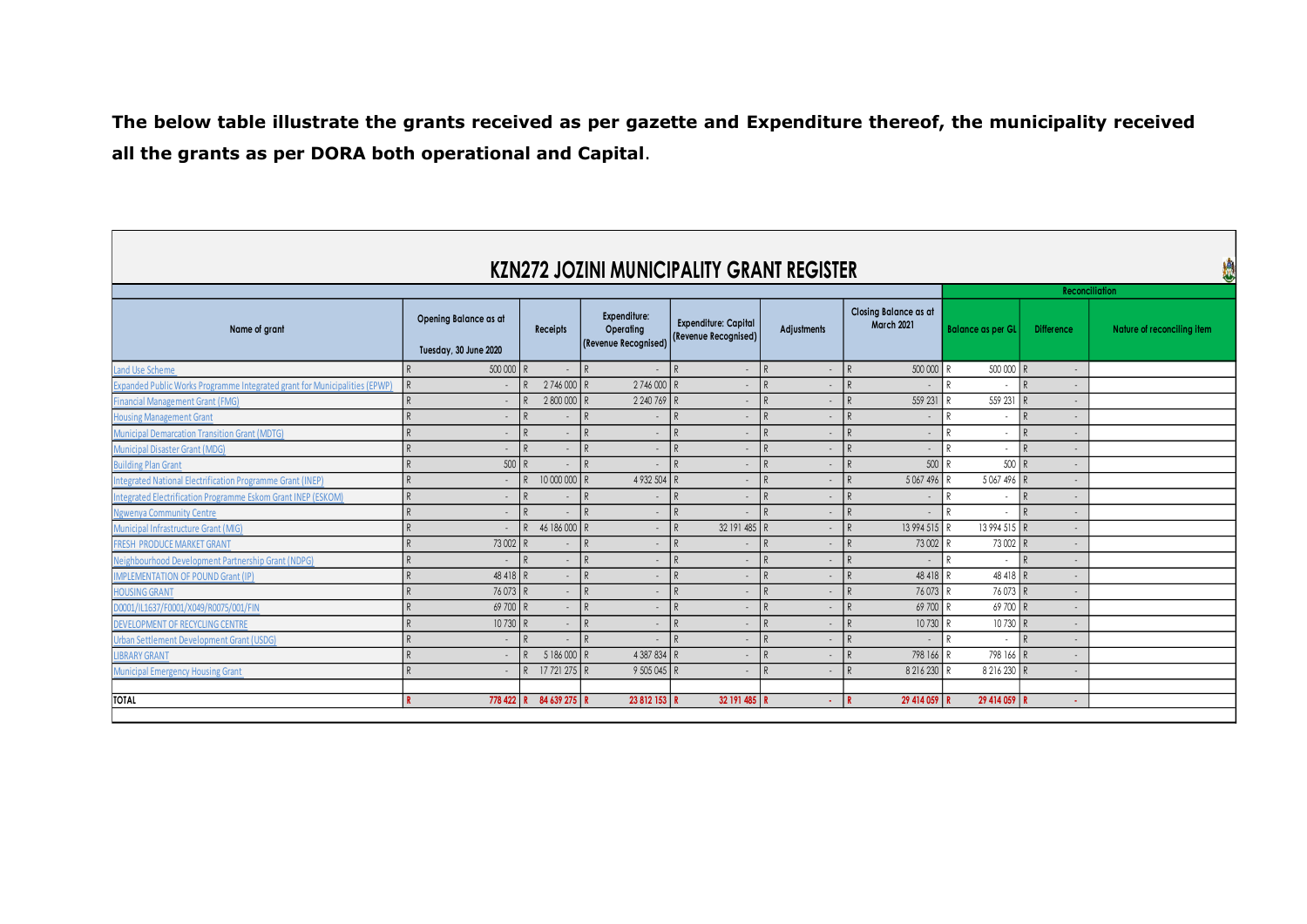**The below table illustrate the grants received as per gazette and Expenditure thereof, the municipality received all the grants as per DORA both operational and Capital**.

## KZN272 JOZINI MUNICIPALITY GRANT REGISTER

| Name of grant | Opening Balance as at Tuesday, 30 June 2020 | Receipts | Expenditure: Operating (Revenue Recognised) | Expenditure: Capital (Revenue Recognised) | Adjustments | Closing Balance as at March 2021 | Reconciliation | | |
|---|---|---|---|---|---|---|---|---|---|
| | | | | | | | Balance as per GL | Difference | Nature of reconciling item |
| Land Use Scheme | R 500 000 | R - | R - | R - | R - | R 500 000 | R 500 000 | R - | |
| Expanded Public Works Programme Integrated grant for Municipalities (EPWP) | R - | R 2 746 000 | R 2 746 000 | R - | R - | R - | R - | R - | |
| Financial Management Grant (FMG) | R - | R 2 800 000 | R 2 240 769 | R - | R - | R 559 231 | R 559 231 | R - | |
| Housing Management Grant | R - | R - | R - | R - | R - | R - | R - | R - | |
| Municipal Demarcation Transition Grant (MDTG) | R - | R - | R - | R - | R - | R - | R - | R - | |
| Municipal Disaster Grant (MDG) | R - | R - | R - | R - | R - | R - | R - | R - | |
| Building Plan Grant | R 500 | R - | R - | R - | R - | R 500 | R 500 | R - | |
| Integrated National Electrification Programme Grant (INEP) | R - | R 10 000 000 | R 4 932 504 | R - | R - | R 5 067 496 | R 5 067 496 | R - | |
| Integrated Electrification Programme Eskom Grant INEP (ESKOM) | R - | R - | R - | R - | R - | R - | R - | R - | |
| Ngwenya Community Centre | R - | R - | R - | R - | R - | R - | R - | R - | |
| Municipal Infrastructure Grant (MIG) | R - | R 46 186 000 | R - | R 32 191 485 | R - | R 13 994 515 | R 13 994 515 | R - | |
| FRESH PRODUCE MARKET GRANT | R 73 002 | R - | R - | R - | R - | R 73 002 | R 73 002 | R - | |
| Neighbourhood Development Partnership Grant (NDPG) | R - | R - | R - | R - | R - | R - | R - | R - | |
| IMPLEMENTATION OF POUND Grant (IP) | R 48 418 | R - | R - | R - | R - | R 48 418 | R 48 418 | R - | |
| HOUSING GRANT | R 76 073 | R - | R - | R - | R - | R 76 073 | R 76 073 | R - | |
| D0001/IL1637/F0001/X049/R0075/001/FIN | R 69 700 | R - | R - | R - | R - | R 69 700 | R 69 700 | R - | |
| DEVELOPMENT OF RECYCLING CENTRE | R 10 730 | R - | R - | R - | R - | R 10 730 | R 10 730 | R - | |
| Urban Settlement Development Grant (USDG) | R - | R - | R - | R - | R - | R - | R - | R - | |
| LIBRARY GRANT | R - | R 5 186 000 | R 4 387 834 | R - | R - | R 798 166 | R 798 166 | R - | |
| Municipal Emergency Housing Grant | R - | R 17 721 275 | R 9 505 045 | R - | R - | R 8 216 230 | R 8 216 230 | R - | |
| | | | | | | | | | |
| **TOTAL** | **R 778 422** | **R 84 639 275** | **R 23 812 153** | **R 32 191 485** | **R -** | **R 29 414 059** | **R 29 414 059** | **R -** | |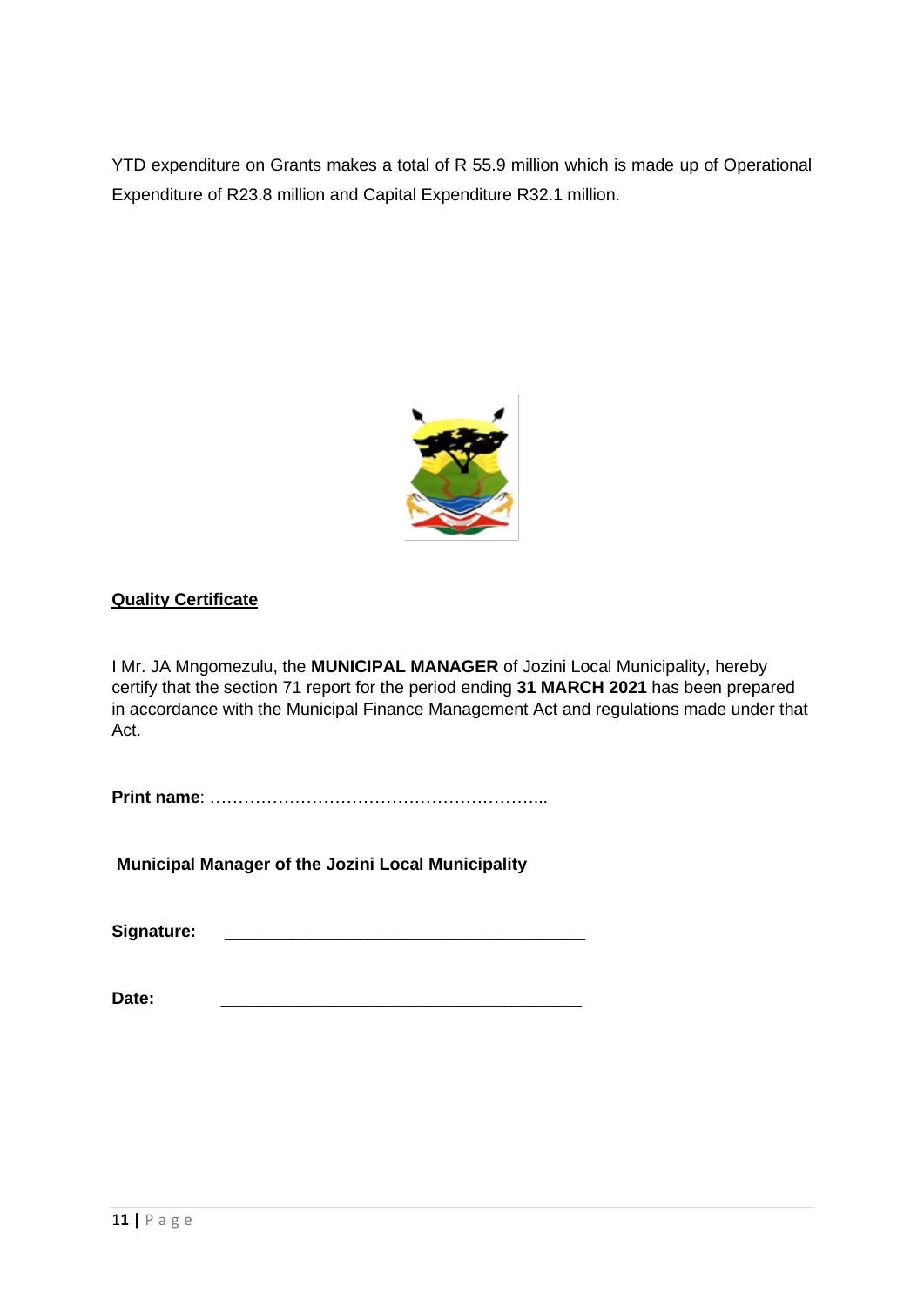YTD expenditure on Grants makes a total of R 55.9 million which is made up of Operational Expenditure of R23.8 million and Capital Expenditure R32.1 million.

**Quality Certificate**

I Mr. JA Mngomezulu, the **MUNICIPAL MANAGER** of Jozini Local Municipality, hereby certify that the section 71 report for the period ending **31 MARCH 2021** has been prepared in accordance with the Municipal Finance Management Act and regulations made under that Act.

**Print name**: …………………………………………………...

**Municipal Manager of the Jozini Local Municipality**

**Signature:** ______________________________________

**Date:** ______________________________________